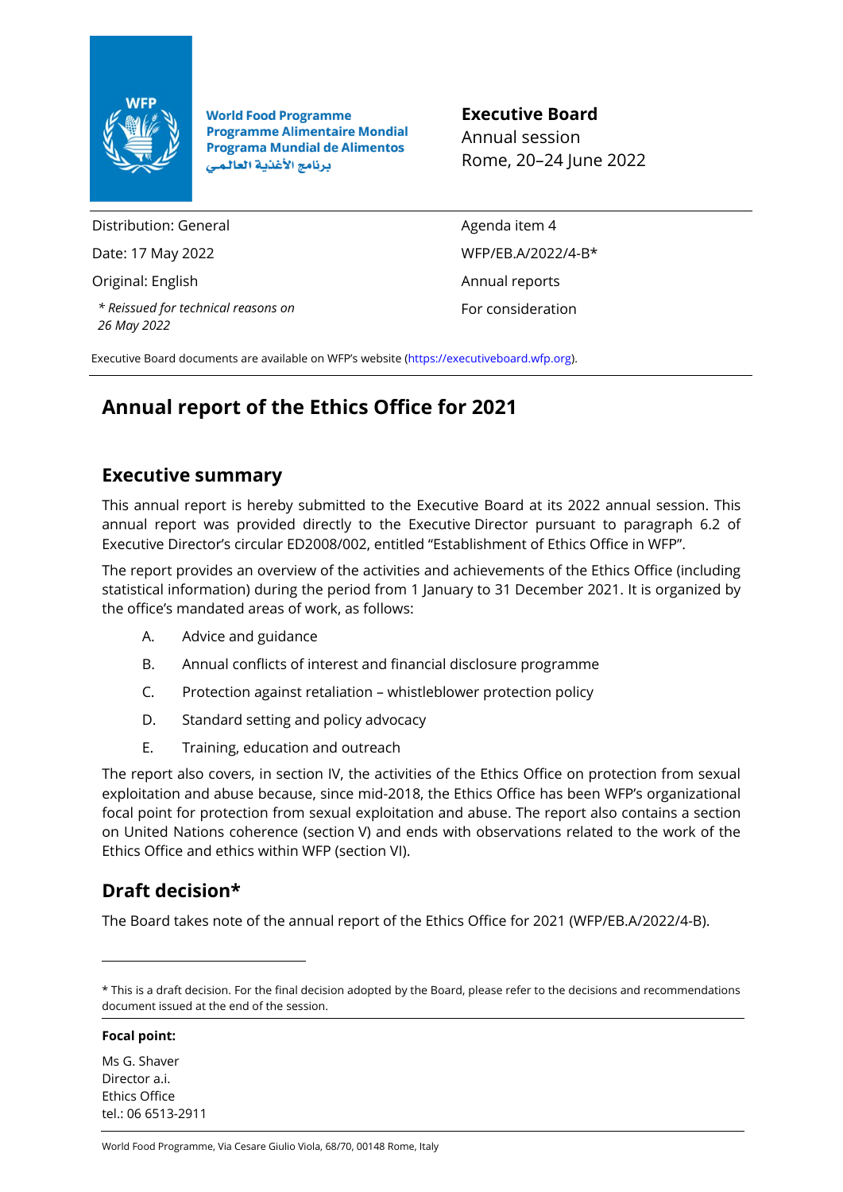World Food Programme
Programme Alimentaire Mondial
Programa Mundial de Alimentos
برنامج الأغذية العالمي

**Executive Board**
Annual session
Rome, 20–24 June 2022

Distribution: General
Date: 17 May 2022
Original: English
*\* Reissued for technical reasons on 26 May 2022*

Agenda item 4
WFP/EB.A/2022/4-B*
Annual reports
For consideration

Executive Board documents are available on WFP's website (https://executiveboard.wfp.org).

# Annual report of the Ethics Office for 2021

## Executive summary

This annual report is hereby submitted to the Executive Board at its 2022 annual session. This annual report was provided directly to the Executive Director pursuant to paragraph 6.2 of Executive Director's circular ED2008/002, entitled "Establishment of Ethics Office in WFP".

The report provides an overview of the activities and achievements of the Ethics Office (including statistical information) during the period from 1 January to 31 December 2021. It is organized by the office's mandated areas of work, as follows:

A. Advice and guidance

B. Annual conflicts of interest and financial disclosure programme

C. Protection against retaliation – whistleblower protection policy

D. Standard setting and policy advocacy

E. Training, education and outreach

The report also covers, in section IV, the activities of the Ethics Office on protection from sexual exploitation and abuse because, since mid-2018, the Ethics Office has been WFP's organizational focal point for protection from sexual exploitation and abuse. The report also contains a section on United Nations coherence (section V) and ends with observations related to the work of the Ethics Office and ethics within WFP (section VI).

## Draft decision*

The Board takes note of the annual report of the Ethics Office for 2021 (WFP/EB.A/2022/4-B).

\* This is a draft decision. For the final decision adopted by the Board, please refer to the decisions and recommendations document issued at the end of the session.

**Focal point:**

Ms G. Shaver
Director a.i.
Ethics Office
tel.: 06 6513-2911

World Food Programme, Via Cesare Giulio Viola, 68/70, 00148 Rome, Italy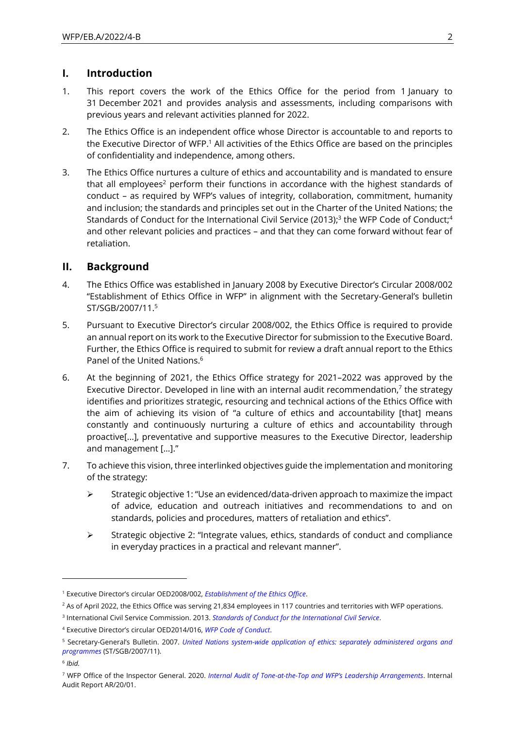## I. Introduction

1. This report covers the work of the Ethics Office for the period from 1 January to 31 December 2021 and provides analysis and assessments, including comparisons with previous years and relevant activities planned for 2022.

2. The Ethics Office is an independent office whose Director is accountable to and reports to the Executive Director of WFP.[1] All activities of the Ethics Office are based on the principles of confidentiality and independence, among others.

3. The Ethics Office nurtures a culture of ethics and accountability and is mandated to ensure that all employees[2] perform their functions in accordance with the highest standards of conduct – as required by WFP's values of integrity, collaboration, commitment, humanity and inclusion; the standards and principles set out in the Charter of the United Nations; the Standards of Conduct for the International Civil Service (2013);[3] the WFP Code of Conduct;[4] and other relevant policies and practices – and that they can come forward without fear of retaliation.

## II. Background

4. The Ethics Office was established in January 2008 by Executive Director's Circular 2008/002 "Establishment of Ethics Office in WFP" in alignment with the Secretary-General's bulletin ST/SGB/2007/11.[5]

5. Pursuant to Executive Director's circular 2008/002, the Ethics Office is required to provide an annual report on its work to the Executive Director for submission to the Executive Board. Further, the Ethics Office is required to submit for review a draft annual report to the Ethics Panel of the United Nations.[6]

6. At the beginning of 2021, the Ethics Office strategy for 2021–2022 was approved by the Executive Director. Developed in line with an internal audit recommendation,[7] the strategy identifies and prioritizes strategic, resourcing and technical actions of the Ethics Office with the aim of achieving its vision of "a culture of ethics and accountability [that] means constantly and continuously nurturing a culture of ethics and accountability through proactive[...], preventative and supportive measures to the Executive Director, leadership and management [...]."

7. To achieve this vision, three interlinked objectives guide the implementation and monitoring of the strategy:

   - Strategic objective 1: "Use an evidenced/data-driven approach to maximize the impact of advice, education and outreach initiatives and recommendations to and on standards, policies and procedures, matters of retaliation and ethics".
   - Strategic objective 2: "Integrate values, ethics, standards of conduct and compliance in everyday practices in a practical and relevant manner".

---

[1] Executive Director's circular OED2008/002, *Establishment of the Ethics Office*.

[2] As of April 2022, the Ethics Office was serving 21,834 employees in 117 countries and territories with WFP operations.

[3] International Civil Service Commission. 2013. *Standards of Conduct for the International Civil Service*.

[4] Executive Director's circular OED2014/016, *WFP Code of Conduct*.

[5] Secretary-General's Bulletin. 2007. *United Nations system-wide application of ethics: separately administered organs and programmes* (ST/SGB/2007/11).

[6] *Ibid.*

[7] WFP Office of the Inspector General. 2020. *Internal Audit of Tone-at-the-Top and WFP's Leadership Arrangements*. Internal Audit Report AR/20/01.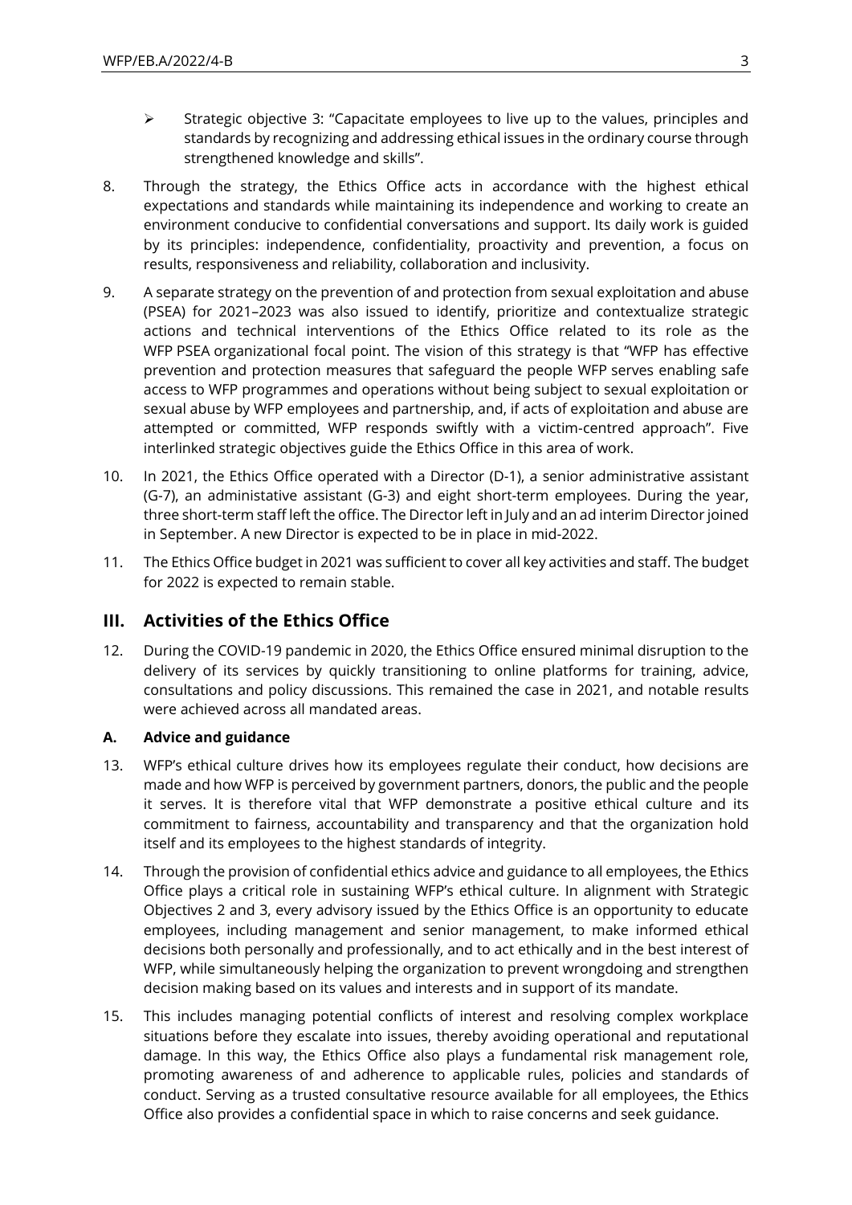- Strategic objective 3: "Capacitate employees to live up to the values, principles and standards by recognizing and addressing ethical issues in the ordinary course through strengthened knowledge and skills".

8. Through the strategy, the Ethics Office acts in accordance with the highest ethical expectations and standards while maintaining its independence and working to create an environment conducive to confidential conversations and support. Its daily work is guided by its principles: independence, confidentiality, proactivity and prevention, a focus on results, responsiveness and reliability, collaboration and inclusivity.

9. A separate strategy on the prevention of and protection from sexual exploitation and abuse (PSEA) for 2021–2023 was also issued to identify, prioritize and contextualize strategic actions and technical interventions of the Ethics Office related to its role as the WFP PSEA organizational focal point. The vision of this strategy is that "WFP has effective prevention and protection measures that safeguard the people WFP serves enabling safe access to WFP programmes and operations without being subject to sexual exploitation or sexual abuse by WFP employees and partnership, and, if acts of exploitation and abuse are attempted or committed, WFP responds swiftly with a victim-centred approach". Five interlinked strategic objectives guide the Ethics Office in this area of work.

10. In 2021, the Ethics Office operated with a Director (D-1), a senior administrative assistant (G-7), an administative assistant (G-3) and eight short-term employees. During the year, three short-term staff left the office. The Director left in July and an ad interim Director joined in September. A new Director is expected to be in place in mid-2022.

11. The Ethics Office budget in 2021 was sufficient to cover all key activities and staff. The budget for 2022 is expected to remain stable.

## III. Activities of the Ethics Office

12. During the COVID-19 pandemic in 2020, the Ethics Office ensured minimal disruption to the delivery of its services by quickly transitioning to online platforms for training, advice, consultations and policy discussions. This remained the case in 2021, and notable results were achieved across all mandated areas.

### A. Advice and guidance

13. WFP's ethical culture drives how its employees regulate their conduct, how decisions are made and how WFP is perceived by government partners, donors, the public and the people it serves. It is therefore vital that WFP demonstrate a positive ethical culture and its commitment to fairness, accountability and transparency and that the organization hold itself and its employees to the highest standards of integrity.

14. Through the provision of confidential ethics advice and guidance to all employees, the Ethics Office plays a critical role in sustaining WFP's ethical culture. In alignment with Strategic Objectives 2 and 3, every advisory issued by the Ethics Office is an opportunity to educate employees, including management and senior management, to make informed ethical decisions both personally and professionally, and to act ethically and in the best interest of WFP, while simultaneously helping the organization to prevent wrongdoing and strengthen decision making based on its values and interests and in support of its mandate.

15. This includes managing potential conflicts of interest and resolving complex workplace situations before they escalate into issues, thereby avoiding operational and reputational damage. In this way, the Ethics Office also plays a fundamental risk management role, promoting awareness of and adherence to applicable rules, policies and standards of conduct. Serving as a trusted consultative resource available for all employees, the Ethics Office also provides a confidential space in which to raise concerns and seek guidance.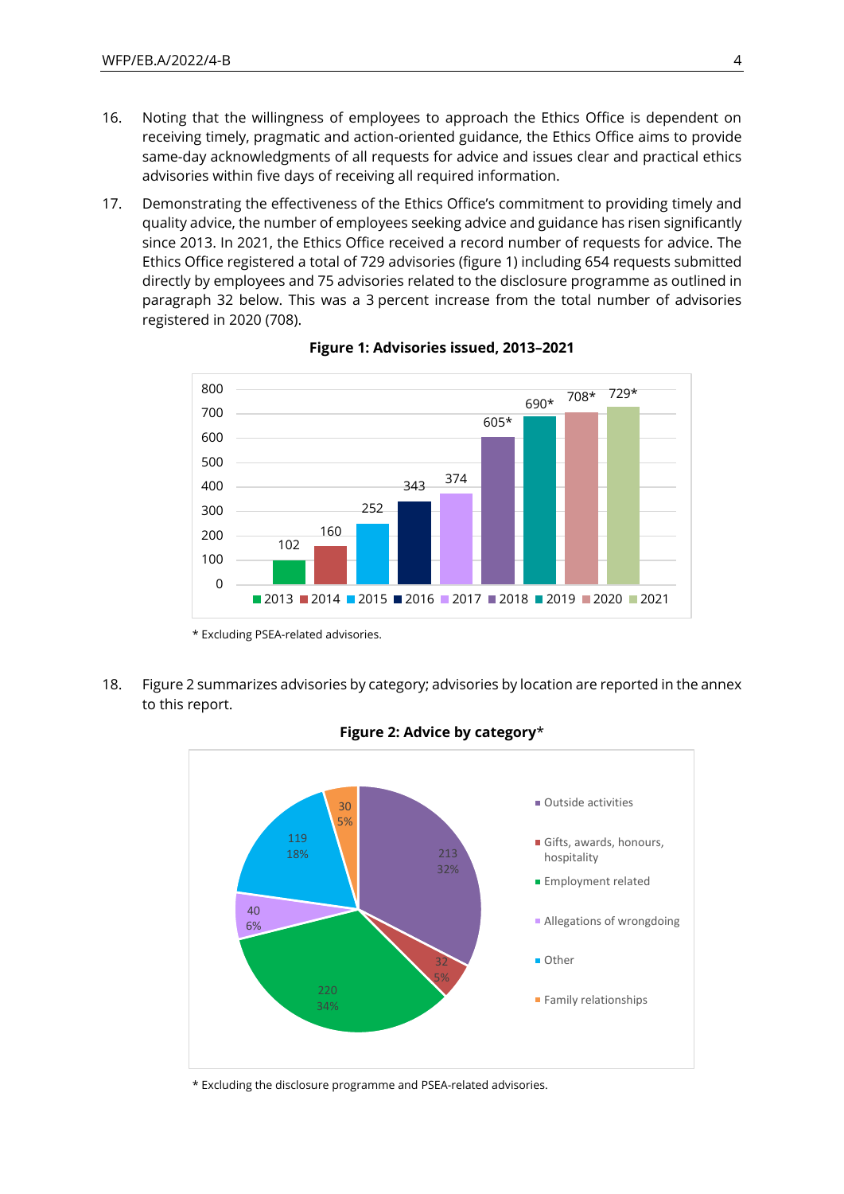16. Noting that the willingness of employees to approach the Ethics Office is dependent on receiving timely, pragmatic and action-oriented guidance, the Ethics Office aims to provide same-day acknowledgments of all requests for advice and issues clear and practical ethics advisories within five days of receiving all required information.

17. Demonstrating the effectiveness of the Ethics Office's commitment to providing timely and quality advice, the number of employees seeking advice and guidance has risen significantly since 2013. In 2021, the Ethics Office received a record number of requests for advice. The Ethics Office registered a total of 729 advisories (figure 1) including 654 requests submitted directly by employees and 75 advisories related to the disclosure programme as outlined in paragraph 32 below. This was a 3 percent increase from the total number of advisories registered in 2020 (708).

**Figure 1: Advisories issued, 2013–2021**

| Year | Advisories |
|---|---|
| 2013 | 102 |
| 2014 | 160 |
| 2015 | 252 |
| 2016 | 343 |
| 2017 | 374 |
| 2018 | 605* |
| 2019 | 690* |
| 2020 | 708* |
| 2021 | 729* |

\* Excluding PSEA-related advisories.

18. Figure 2 summarizes advisories by category; advisories by location are reported in the annex to this report.

**Figure 2: Advice by category***

| Category | Number | Percentage |
|---|---|---|
| Outside activities | 213 | 32% |
| Gifts, awards, honours, hospitality | 32 | 5% |
| Employment related | 220 | 34% |
| Allegations of wrongdoing | 40 | 6% |
| Other | 119 | 18% |
| Family relationships | 30 | 5% |

\* Excluding the disclosure programme and PSEA-related advisories.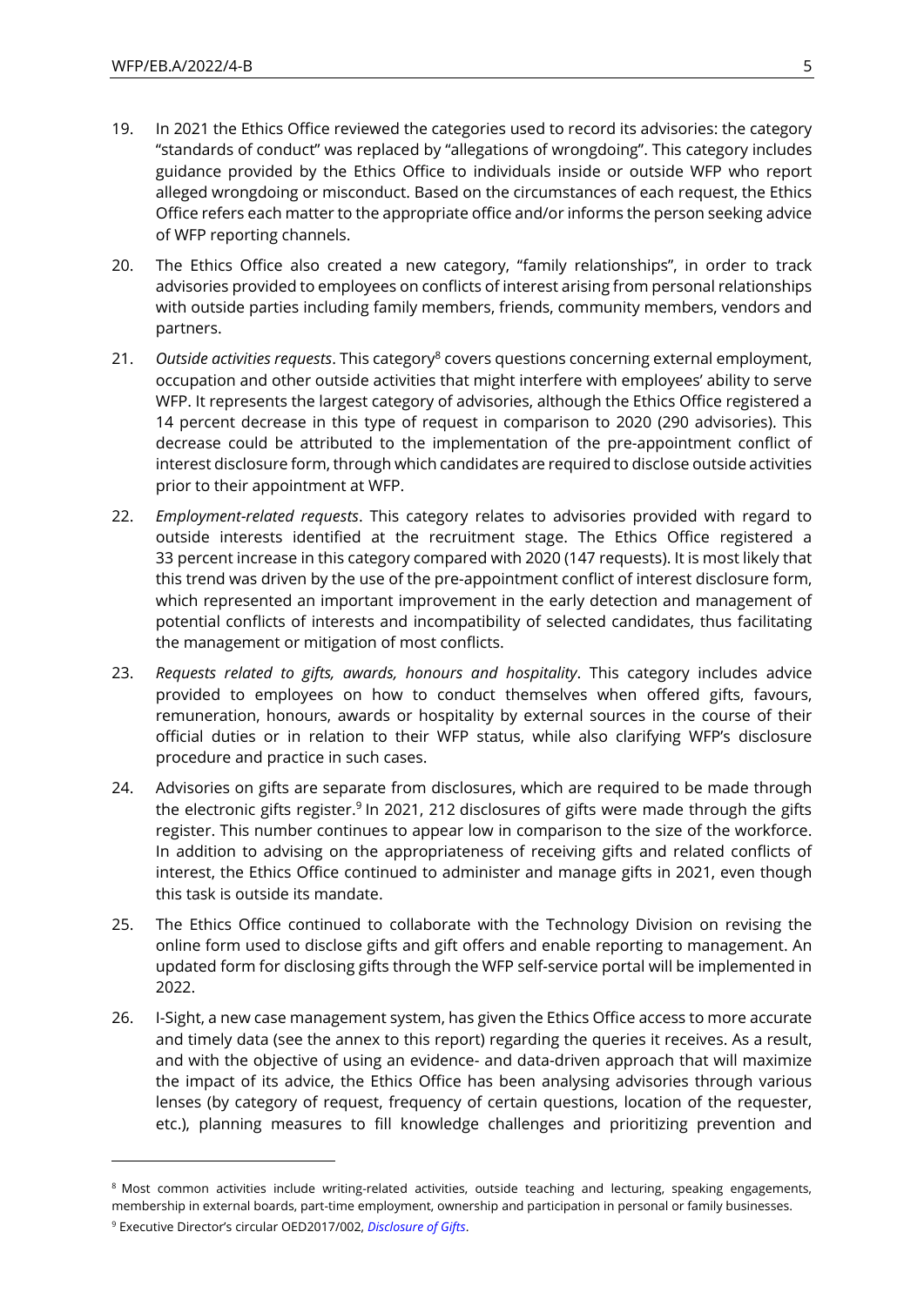19. In 2021 the Ethics Office reviewed the categories used to record its advisories: the category "standards of conduct" was replaced by "allegations of wrongdoing". This category includes guidance provided by the Ethics Office to individuals inside or outside WFP who report alleged wrongdoing or misconduct. Based on the circumstances of each request, the Ethics Office refers each matter to the appropriate office and/or informs the person seeking advice of WFP reporting channels.

20. The Ethics Office also created a new category, "family relationships", in order to track advisories provided to employees on conflicts of interest arising from personal relationships with outside parties including family members, friends, community members, vendors and partners.

21. *Outside activities requests*. This category[8] covers questions concerning external employment, occupation and other outside activities that might interfere with employees' ability to serve WFP. It represents the largest category of advisories, although the Ethics Office registered a 14 percent decrease in this type of request in comparison to 2020 (290 advisories). This decrease could be attributed to the implementation of the pre-appointment conflict of interest disclosure form, through which candidates are required to disclose outside activities prior to their appointment at WFP.

22. *Employment-related requests*. This category relates to advisories provided with regard to outside interests identified at the recruitment stage. The Ethics Office registered a 33 percent increase in this category compared with 2020 (147 requests). It is most likely that this trend was driven by the use of the pre-appointment conflict of interest disclosure form, which represented an important improvement in the early detection and management of potential conflicts of interests and incompatibility of selected candidates, thus facilitating the management or mitigation of most conflicts.

23. *Requests related to gifts, awards, honours and hospitality*. This category includes advice provided to employees on how to conduct themselves when offered gifts, favours, remuneration, honours, awards or hospitality by external sources in the course of their official duties or in relation to their WFP status, while also clarifying WFP's disclosure procedure and practice in such cases.

24. Advisories on gifts are separate from disclosures, which are required to be made through the electronic gifts register.[9] In 2021, 212 disclosures of gifts were made through the gifts register. This number continues to appear low in comparison to the size of the workforce. In addition to advising on the appropriateness of receiving gifts and related conflicts of interest, the Ethics Office continued to administer and manage gifts in 2021, even though this task is outside its mandate.

25. The Ethics Office continued to collaborate with the Technology Division on revising the online form used to disclose gifts and gift offers and enable reporting to management. An updated form for disclosing gifts through the WFP self-service portal will be implemented in 2022.

26. I-Sight, a new case management system, has given the Ethics Office access to more accurate and timely data (see the annex to this report) regarding the queries it receives. As a result, and with the objective of using an evidence- and data-driven approach that will maximize the impact of its advice, the Ethics Office has been analysing advisories through various lenses (by category of request, frequency of certain questions, location of the requester, etc.), planning measures to fill knowledge challenges and prioritizing prevention and

---

[8] Most common activities include writing-related activities, outside teaching and lecturing, speaking engagements, membership in external boards, part-time employment, ownership and participation in personal or family businesses.

[9] Executive Director's circular OED2017/002, *Disclosure of Gifts*.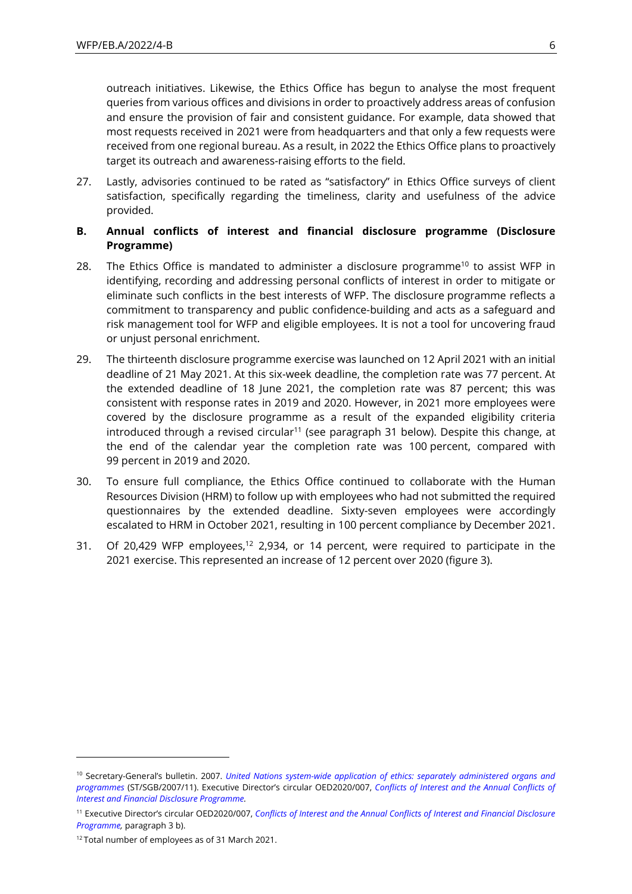outreach initiatives. Likewise, the Ethics Office has begun to analyse the most frequent queries from various offices and divisions in order to proactively address areas of confusion and ensure the provision of fair and consistent guidance. For example, data showed that most requests received in 2021 were from headquarters and that only a few requests were received from one regional bureau. As a result, in 2022 the Ethics Office plans to proactively target its outreach and awareness-raising efforts to the field.

27. Lastly, advisories continued to be rated as "satisfactory" in Ethics Office surveys of client satisfaction, specifically regarding the timeliness, clarity and usefulness of the advice provided.

### B. Annual conflicts of interest and financial disclosure programme (Disclosure Programme)

28. The Ethics Office is mandated to administer a disclosure programme[10] to assist WFP in identifying, recording and addressing personal conflicts of interest in order to mitigate or eliminate such conflicts in the best interests of WFP. The disclosure programme reflects a commitment to transparency and public confidence-building and acts as a safeguard and risk management tool for WFP and eligible employees. It is not a tool for uncovering fraud or unjust personal enrichment.

29. The thirteenth disclosure programme exercise was launched on 12 April 2021 with an initial deadline of 21 May 2021. At this six-week deadline, the completion rate was 77 percent. At the extended deadline of 18 June 2021, the completion rate was 87 percent; this was consistent with response rates in 2019 and 2020. However, in 2021 more employees were covered by the disclosure programme as a result of the expanded eligibility criteria introduced through a revised circular[11] (see paragraph 31 below). Despite this change, at the end of the calendar year the completion rate was 100 percent, compared with 99 percent in 2019 and 2020.

30. To ensure full compliance, the Ethics Office continued to collaborate with the Human Resources Division (HRM) to follow up with employees who had not submitted the required questionnaires by the extended deadline. Sixty-seven employees were accordingly escalated to HRM in October 2021, resulting in 100 percent compliance by December 2021.

31. Of 20,429 WFP employees,[12] 2,934, or 14 percent, were required to participate in the 2021 exercise. This represented an increase of 12 percent over 2020 (figure 3).

---

[10] Secretary-General's bulletin. 2007. *United Nations system-wide application of ethics: separately administered organs and programmes* (ST/SGB/2007/11). Executive Director's circular OED2020/007, *Conflicts of Interest and the Annual Conflicts of Interest and Financial Disclosure Programme.*

[11] Executive Director's circular OED2020/007, *Conflicts of Interest and the Annual Conflicts of Interest and Financial Disclosure Programme,* paragraph 3 b).

[12] Total number of employees as of 31 March 2021.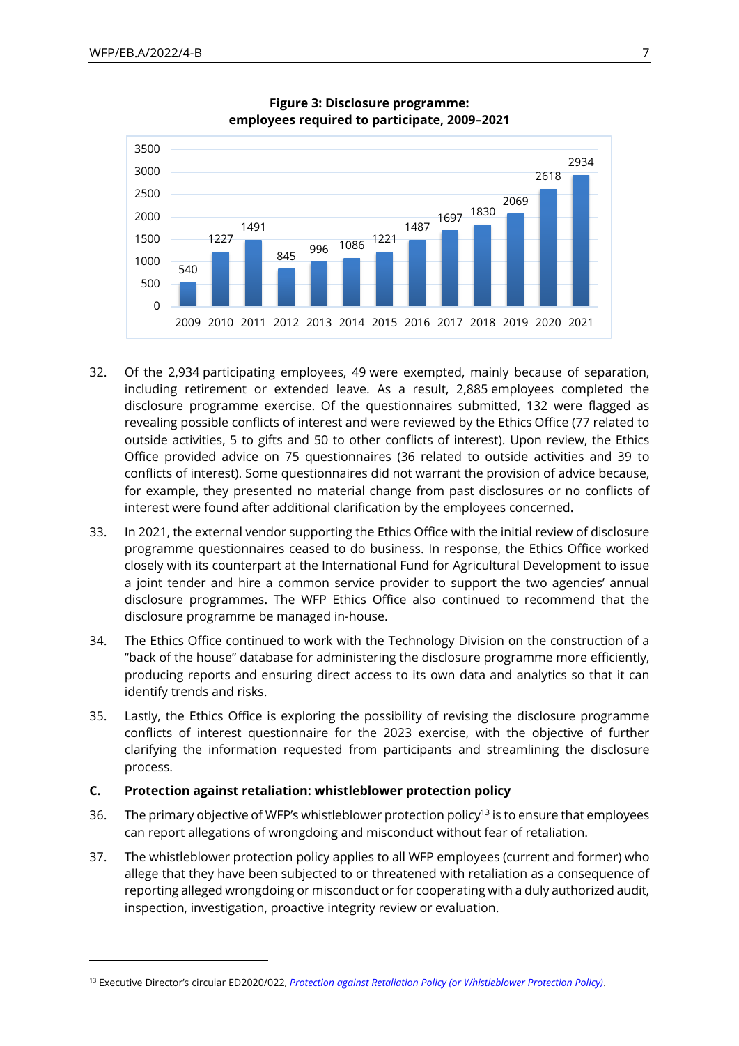**Figure 3: Disclosure programme: employees required to participate, 2009–2021**

| Year | Employees |
|---|---|
| 2009 | 540 |
| 2010 | 1227 |
| 2011 | 1491 |
| 2012 | 845 |
| 2013 | 996 |
| 2014 | 1086 |
| 2015 | 1221 |
| 2016 | 1487 |
| 2017 | 1697 |
| 2018 | 1830 |
| 2019 | 2069 |
| 2020 | 2618 |
| 2021 | 2934 |

32. Of the 2,934 participating employees, 49 were exempted, mainly because of separation, including retirement or extended leave. As a result, 2,885 employees completed the disclosure programme exercise. Of the questionnaires submitted, 132 were flagged as revealing possible conflicts of interest and were reviewed by the Ethics Office (77 related to outside activities, 5 to gifts and 50 to other conflicts of interest). Upon review, the Ethics Office provided advice on 75 questionnaires (36 related to outside activities and 39 to conflicts of interest). Some questionnaires did not warrant the provision of advice because, for example, they presented no material change from past disclosures or no conflicts of interest were found after additional clarification by the employees concerned.

33. In 2021, the external vendor supporting the Ethics Office with the initial review of disclosure programme questionnaires ceased to do business. In response, the Ethics Office worked closely with its counterpart at the International Fund for Agricultural Development to issue a joint tender and hire a common service provider to support the two agencies' annual disclosure programmes. The WFP Ethics Office also continued to recommend that the disclosure programme be managed in-house.

34. The Ethics Office continued to work with the Technology Division on the construction of a "back of the house" database for administering the disclosure programme more efficiently, producing reports and ensuring direct access to its own data and analytics so that it can identify trends and risks.

35. Lastly, the Ethics Office is exploring the possibility of revising the disclosure programme conflicts of interest questionnaire for the 2023 exercise, with the objective of further clarifying the information requested from participants and streamlining the disclosure process.

## C. Protection against retaliation: whistleblower protection policy

36. The primary objective of WFP's whistleblower protection policy[13] is to ensure that employees can report allegations of wrongdoing and misconduct without fear of retaliation.

37. The whistleblower protection policy applies to all WFP employees (current and former) who allege that they have been subjected to or threatened with retaliation as a consequence of reporting alleged wrongdoing or misconduct or for cooperating with a duly authorized audit, inspection, investigation, proactive integrity review or evaluation.

---

[13] Executive Director's circular ED2020/022, *Protection against Retaliation Policy (or Whistleblower Protection Policy)*.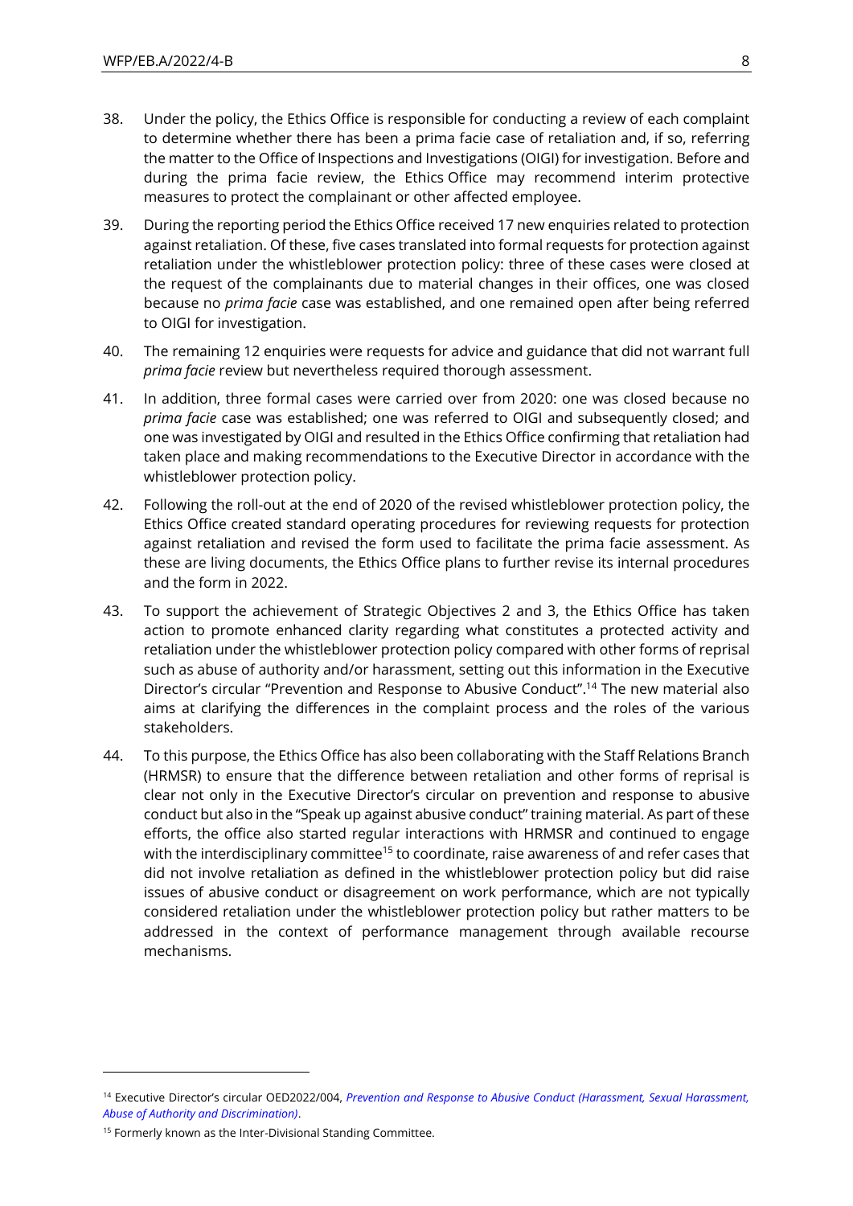38. Under the policy, the Ethics Office is responsible for conducting a review of each complaint to determine whether there has been a prima facie case of retaliation and, if so, referring the matter to the Office of Inspections and Investigations (OIGI) for investigation. Before and during the prima facie review, the Ethics Office may recommend interim protective measures to protect the complainant or other affected employee.

39. During the reporting period the Ethics Office received 17 new enquiries related to protection against retaliation. Of these, five cases translated into formal requests for protection against retaliation under the whistleblower protection policy: three of these cases were closed at the request of the complainants due to material changes in their offices, one was closed because no *prima facie* case was established, and one remained open after being referred to OIGI for investigation.

40. The remaining 12 enquiries were requests for advice and guidance that did not warrant full *prima facie* review but nevertheless required thorough assessment.

41. In addition, three formal cases were carried over from 2020: one was closed because no *prima facie* case was established; one was referred to OIGI and subsequently closed; and one was investigated by OIGI and resulted in the Ethics Office confirming that retaliation had taken place and making recommendations to the Executive Director in accordance with the whistleblower protection policy.

42. Following the roll-out at the end of 2020 of the revised whistleblower protection policy, the Ethics Office created standard operating procedures for reviewing requests for protection against retaliation and revised the form used to facilitate the prima facie assessment. As these are living documents, the Ethics Office plans to further revise its internal procedures and the form in 2022.

43. To support the achievement of Strategic Objectives 2 and 3, the Ethics Office has taken action to promote enhanced clarity regarding what constitutes a protected activity and retaliation under the whistleblower protection policy compared with other forms of reprisal such as abuse of authority and/or harassment, setting out this information in the Executive Director's circular "Prevention and Response to Abusive Conduct".[14] The new material also aims at clarifying the differences in the complaint process and the roles of the various stakeholders.

44. To this purpose, the Ethics Office has also been collaborating with the Staff Relations Branch (HRMSR) to ensure that the difference between retaliation and other forms of reprisal is clear not only in the Executive Director's circular on prevention and response to abusive conduct but also in the "Speak up against abusive conduct" training material. As part of these efforts, the office also started regular interactions with HRMSR and continued to engage with the interdisciplinary committee[15] to coordinate, raise awareness of and refer cases that did not involve retaliation as defined in the whistleblower protection policy but did raise issues of abusive conduct or disagreement on work performance, which are not typically considered retaliation under the whistleblower protection policy but rather matters to be addressed in the context of performance management through available recourse mechanisms.

---

[14] Executive Director's circular OED2022/004, *Prevention and Response to Abusive Conduct (Harassment, Sexual Harassment, Abuse of Authority and Discrimination)*.

[15] Formerly known as the Inter-Divisional Standing Committee.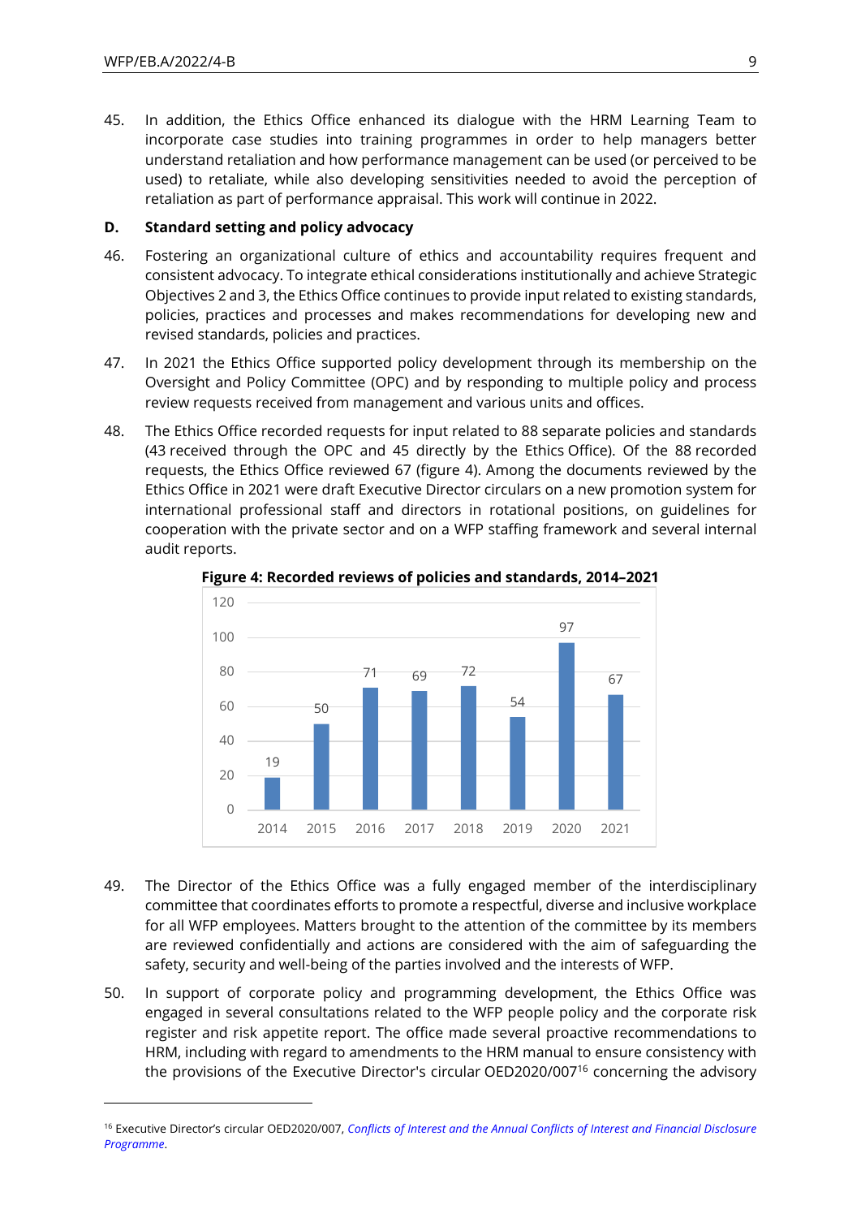45. In addition, the Ethics Office enhanced its dialogue with the HRM Learning Team to incorporate case studies into training programmes in order to help managers better understand retaliation and how performance management can be used (or perceived to be used) to retaliate, while also developing sensitivities needed to avoid the perception of retaliation as part of performance appraisal. This work will continue in 2022.

### D. Standard setting and policy advocacy

46. Fostering an organizational culture of ethics and accountability requires frequent and consistent advocacy. To integrate ethical considerations institutionally and achieve Strategic Objectives 2 and 3, the Ethics Office continues to provide input related to existing standards, policies, practices and processes and makes recommendations for developing new and revised standards, policies and practices.

47. In 2021 the Ethics Office supported policy development through its membership on the Oversight and Policy Committee (OPC) and by responding to multiple policy and process review requests received from management and various units and offices.

48. The Ethics Office recorded requests for input related to 88 separate policies and standards (43 received through the OPC and 45 directly by the Ethics Office). Of the 88 recorded requests, the Ethics Office reviewed 67 (figure 4). Among the documents reviewed by the Ethics Office in 2021 were draft Executive Director circulars on a new promotion system for international professional staff and directors in rotational positions, on guidelines for cooperation with the private sector and on a WFP staffing framework and several internal audit reports.

**Figure 4: Recorded reviews of policies and standards, 2014–2021**

| Year | 2014 | 2015 | 2016 | 2017 | 2018 | 2019 | 2020 | 2021 |
|---|---|---|---|---|---|---|---|---|
| Reviews | 19 | 50 | 71 | 69 | 72 | 54 | 97 | 67 |

49. The Director of the Ethics Office was a fully engaged member of the interdisciplinary committee that coordinates efforts to promote a respectful, diverse and inclusive workplace for all WFP employees. Matters brought to the attention of the committee by its members are reviewed confidentially and actions are considered with the aim of safeguarding the safety, security and well-being of the parties involved and the interests of WFP.

50. In support of corporate policy and programming development, the Ethics Office was engaged in several consultations related to the WFP people policy and the corporate risk register and risk appetite report. The office made several proactive recommendations to HRM, including with regard to amendments to the HRM manual to ensure consistency with the provisions of the Executive Director's circular OED2020/007[16] concerning the advisory

---

[16] Executive Director's circular OED2020/007, *Conflicts of Interest and the Annual Conflicts of Interest and Financial Disclosure Programme*.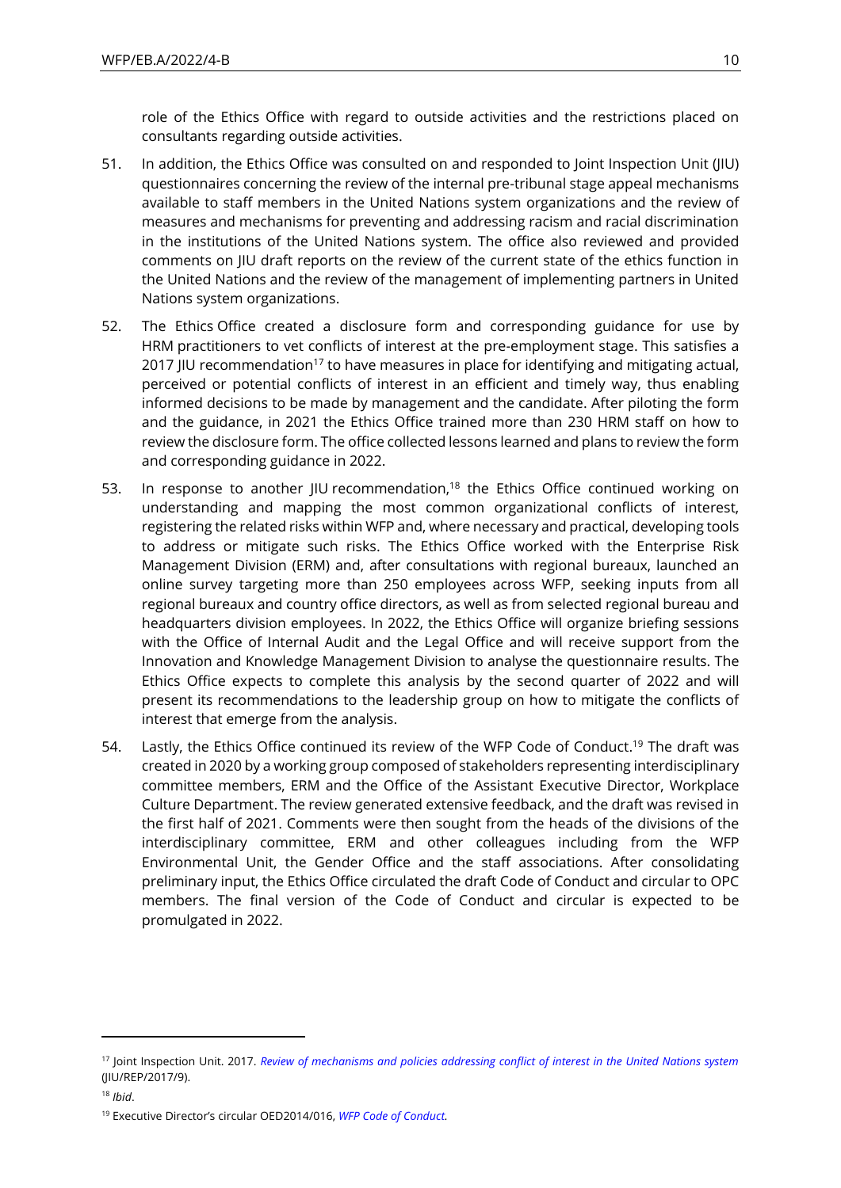role of the Ethics Office with regard to outside activities and the restrictions placed on consultants regarding outside activities.

51. In addition, the Ethics Office was consulted on and responded to Joint Inspection Unit (JIU) questionnaires concerning the review of the internal pre-tribunal stage appeal mechanisms available to staff members in the United Nations system organizations and the review of measures and mechanisms for preventing and addressing racism and racial discrimination in the institutions of the United Nations system. The office also reviewed and provided comments on JIU draft reports on the review of the current state of the ethics function in the United Nations and the review of the management of implementing partners in United Nations system organizations.

52. The Ethics Office created a disclosure form and corresponding guidance for use by HRM practitioners to vet conflicts of interest at the pre-employment stage. This satisfies a 2017 JIU recommendation[17] to have measures in place for identifying and mitigating actual, perceived or potential conflicts of interest in an efficient and timely way, thus enabling informed decisions to be made by management and the candidate. After piloting the form and the guidance, in 2021 the Ethics Office trained more than 230 HRM staff on how to review the disclosure form. The office collected lessons learned and plans to review the form and corresponding guidance in 2022.

53. In response to another JIU recommendation,[18] the Ethics Office continued working on understanding and mapping the most common organizational conflicts of interest, registering the related risks within WFP and, where necessary and practical, developing tools to address or mitigate such risks. The Ethics Office worked with the Enterprise Risk Management Division (ERM) and, after consultations with regional bureaux, launched an online survey targeting more than 250 employees across WFP, seeking inputs from all regional bureaux and country office directors, as well as from selected regional bureau and headquarters division employees. In 2022, the Ethics Office will organize briefing sessions with the Office of Internal Audit and the Legal Office and will receive support from the Innovation and Knowledge Management Division to analyse the questionnaire results. The Ethics Office expects to complete this analysis by the second quarter of 2022 and will present its recommendations to the leadership group on how to mitigate the conflicts of interest that emerge from the analysis.

54. Lastly, the Ethics Office continued its review of the WFP Code of Conduct.[19] The draft was created in 2020 by a working group composed of stakeholders representing interdisciplinary committee members, ERM and the Office of the Assistant Executive Director, Workplace Culture Department. The review generated extensive feedback, and the draft was revised in the first half of 2021. Comments were then sought from the heads of the divisions of the interdisciplinary committee, ERM and other colleagues including from the WFP Environmental Unit, the Gender Office and the staff associations. After consolidating preliminary input, the Ethics Office circulated the draft Code of Conduct and circular to OPC members. The final version of the Code of Conduct and circular is expected to be promulgated in 2022.

---

[17] Joint Inspection Unit. 2017. *Review of mechanisms and policies addressing conflict of interest in the United Nations system* (JIU/REP/2017/9).

[18] *Ibid*.

[19] Executive Director's circular OED2014/016, *WFP Code of Conduct.*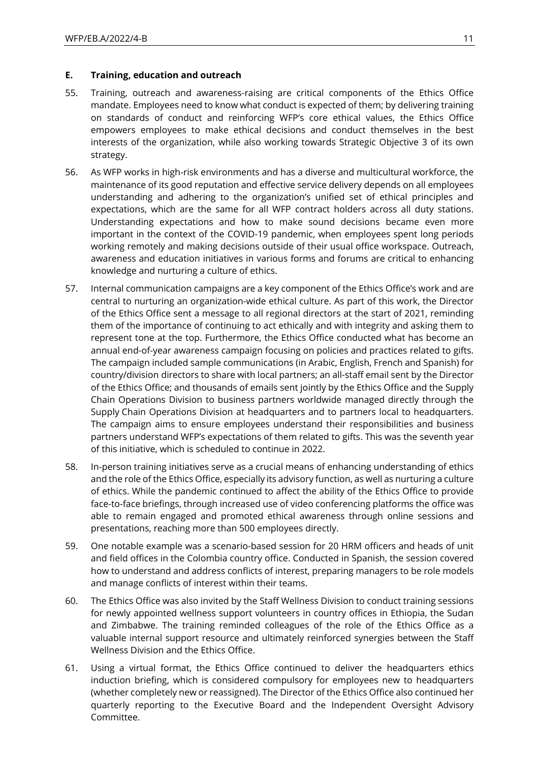### E. Training, education and outreach

55. Training, outreach and awareness-raising are critical components of the Ethics Office mandate. Employees need to know what conduct is expected of them; by delivering training on standards of conduct and reinforcing WFP's core ethical values, the Ethics Office empowers employees to make ethical decisions and conduct themselves in the best interests of the organization, while also working towards Strategic Objective 3 of its own strategy.

56. As WFP works in high-risk environments and has a diverse and multicultural workforce, the maintenance of its good reputation and effective service delivery depends on all employees understanding and adhering to the organization's unified set of ethical principles and expectations, which are the same for all WFP contract holders across all duty stations. Understanding expectations and how to make sound decisions became even more important in the context of the COVID-19 pandemic, when employees spent long periods working remotely and making decisions outside of their usual office workspace. Outreach, awareness and education initiatives in various forms and forums are critical to enhancing knowledge and nurturing a culture of ethics.

57. Internal communication campaigns are a key component of the Ethics Office's work and are central to nurturing an organization-wide ethical culture. As part of this work, the Director of the Ethics Office sent a message to all regional directors at the start of 2021, reminding them of the importance of continuing to act ethically and with integrity and asking them to represent tone at the top. Furthermore, the Ethics Office conducted what has become an annual end-of-year awareness campaign focusing on policies and practices related to gifts. The campaign included sample communications (in Arabic, English, French and Spanish) for country/division directors to share with local partners; an all-staff email sent by the Director of the Ethics Office; and thousands of emails sent jointly by the Ethics Office and the Supply Chain Operations Division to business partners worldwide managed directly through the Supply Chain Operations Division at headquarters and to partners local to headquarters. The campaign aims to ensure employees understand their responsibilities and business partners understand WFP's expectations of them related to gifts. This was the seventh year of this initiative, which is scheduled to continue in 2022.

58. In-person training initiatives serve as a crucial means of enhancing understanding of ethics and the role of the Ethics Office, especially its advisory function, as well as nurturing a culture of ethics. While the pandemic continued to affect the ability of the Ethics Office to provide face-to-face briefings, through increased use of video conferencing platforms the office was able to remain engaged and promoted ethical awareness through online sessions and presentations, reaching more than 500 employees directly.

59. One notable example was a scenario-based session for 20 HRM officers and heads of unit and field offices in the Colombia country office. Conducted in Spanish, the session covered how to understand and address conflicts of interest, preparing managers to be role models and manage conflicts of interest within their teams.

60. The Ethics Office was also invited by the Staff Wellness Division to conduct training sessions for newly appointed wellness support volunteers in country offices in Ethiopia, the Sudan and Zimbabwe. The training reminded colleagues of the role of the Ethics Office as a valuable internal support resource and ultimately reinforced synergies between the Staff Wellness Division and the Ethics Office.

61. Using a virtual format, the Ethics Office continued to deliver the headquarters ethics induction briefing, which is considered compulsory for employees new to headquarters (whether completely new or reassigned). The Director of the Ethics Office also continued her quarterly reporting to the Executive Board and the Independent Oversight Advisory Committee.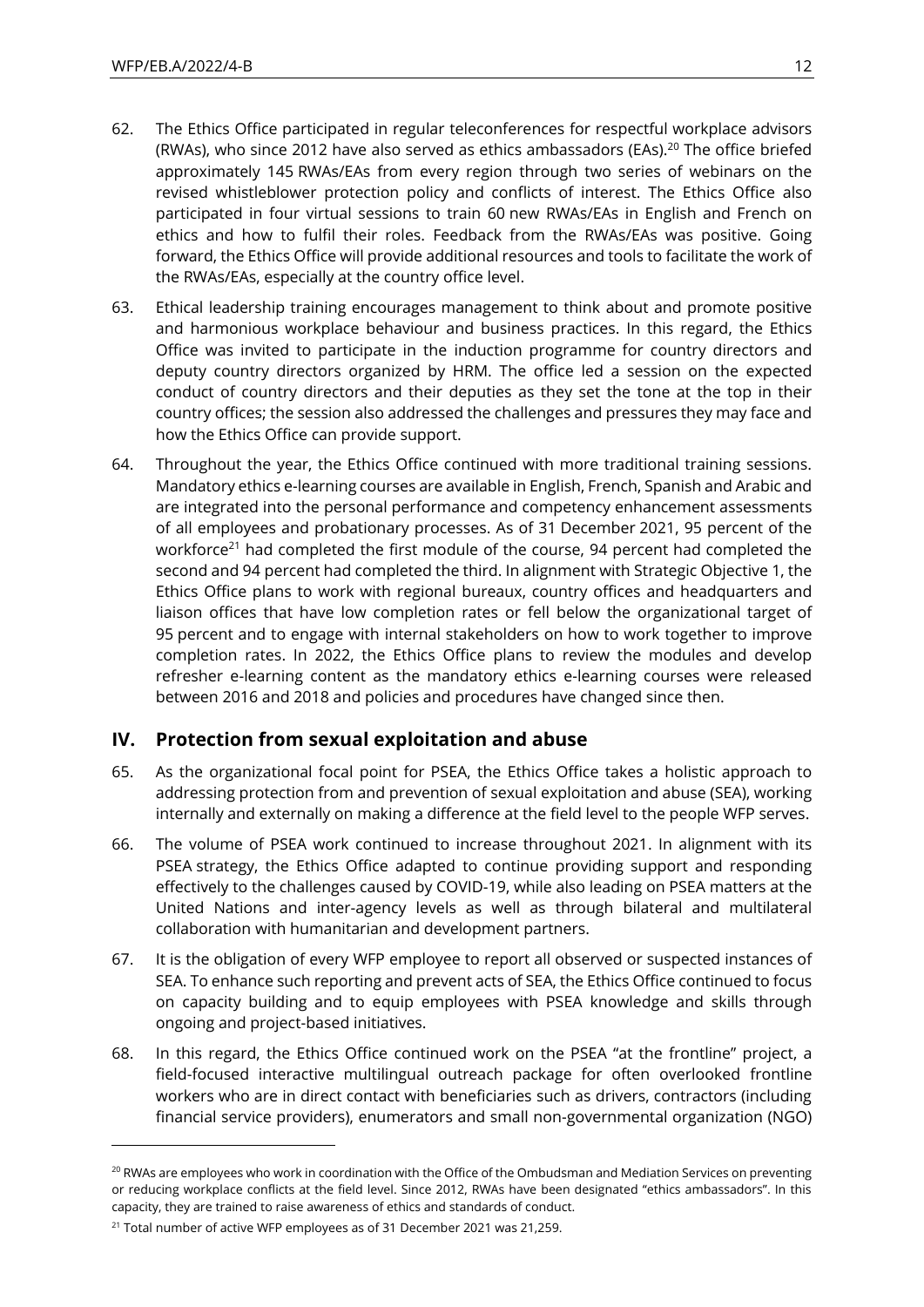62. The Ethics Office participated in regular teleconferences for respectful workplace advisors (RWAs), who since 2012 have also served as ethics ambassadors (EAs).[20] The office briefed approximately 145 RWAs/EAs from every region through two series of webinars on the revised whistleblower protection policy and conflicts of interest. The Ethics Office also participated in four virtual sessions to train 60 new RWAs/EAs in English and French on ethics and how to fulfil their roles. Feedback from the RWAs/EAs was positive. Going forward, the Ethics Office will provide additional resources and tools to facilitate the work of the RWAs/EAs, especially at the country office level.

63. Ethical leadership training encourages management to think about and promote positive and harmonious workplace behaviour and business practices. In this regard, the Ethics Office was invited to participate in the induction programme for country directors and deputy country directors organized by HRM. The office led a session on the expected conduct of country directors and their deputies as they set the tone at the top in their country offices; the session also addressed the challenges and pressures they may face and how the Ethics Office can provide support.

64. Throughout the year, the Ethics Office continued with more traditional training sessions. Mandatory ethics e-learning courses are available in English, French, Spanish and Arabic and are integrated into the personal performance and competency enhancement assessments of all employees and probationary processes. As of 31 December 2021, 95 percent of the workforce[21] had completed the first module of the course, 94 percent had completed the second and 94 percent had completed the third. In alignment with Strategic Objective 1, the Ethics Office plans to work with regional bureaux, country offices and headquarters and liaison offices that have low completion rates or fell below the organizational target of 95 percent and to engage with internal stakeholders on how to work together to improve completion rates. In 2022, the Ethics Office plans to review the modules and develop refresher e-learning content as the mandatory ethics e-learning courses were released between 2016 and 2018 and policies and procedures have changed since then.

## IV. Protection from sexual exploitation and abuse

65. As the organizational focal point for PSEA, the Ethics Office takes a holistic approach to addressing protection from and prevention of sexual exploitation and abuse (SEA), working internally and externally on making a difference at the field level to the people WFP serves.

66. The volume of PSEA work continued to increase throughout 2021. In alignment with its PSEA strategy, the Ethics Office adapted to continue providing support and responding effectively to the challenges caused by COVID-19, while also leading on PSEA matters at the United Nations and inter-agency levels as well as through bilateral and multilateral collaboration with humanitarian and development partners.

67. It is the obligation of every WFP employee to report all observed or suspected instances of SEA. To enhance such reporting and prevent acts of SEA, the Ethics Office continued to focus on capacity building and to equip employees with PSEA knowledge and skills through ongoing and project-based initiatives.

68. In this regard, the Ethics Office continued work on the PSEA "at the frontline" project, a field-focused interactive multilingual outreach package for often overlooked frontline workers who are in direct contact with beneficiaries such as drivers, contractors (including financial service providers), enumerators and small non-governmental organization (NGO)

---

[20] RWAs are employees who work in coordination with the Office of the Ombudsman and Mediation Services on preventing or reducing workplace conflicts at the field level. Since 2012, RWAs have been designated "ethics ambassadors". In this capacity, they are trained to raise awareness of ethics and standards of conduct.

[21] Total number of active WFP employees as of 31 December 2021 was 21,259.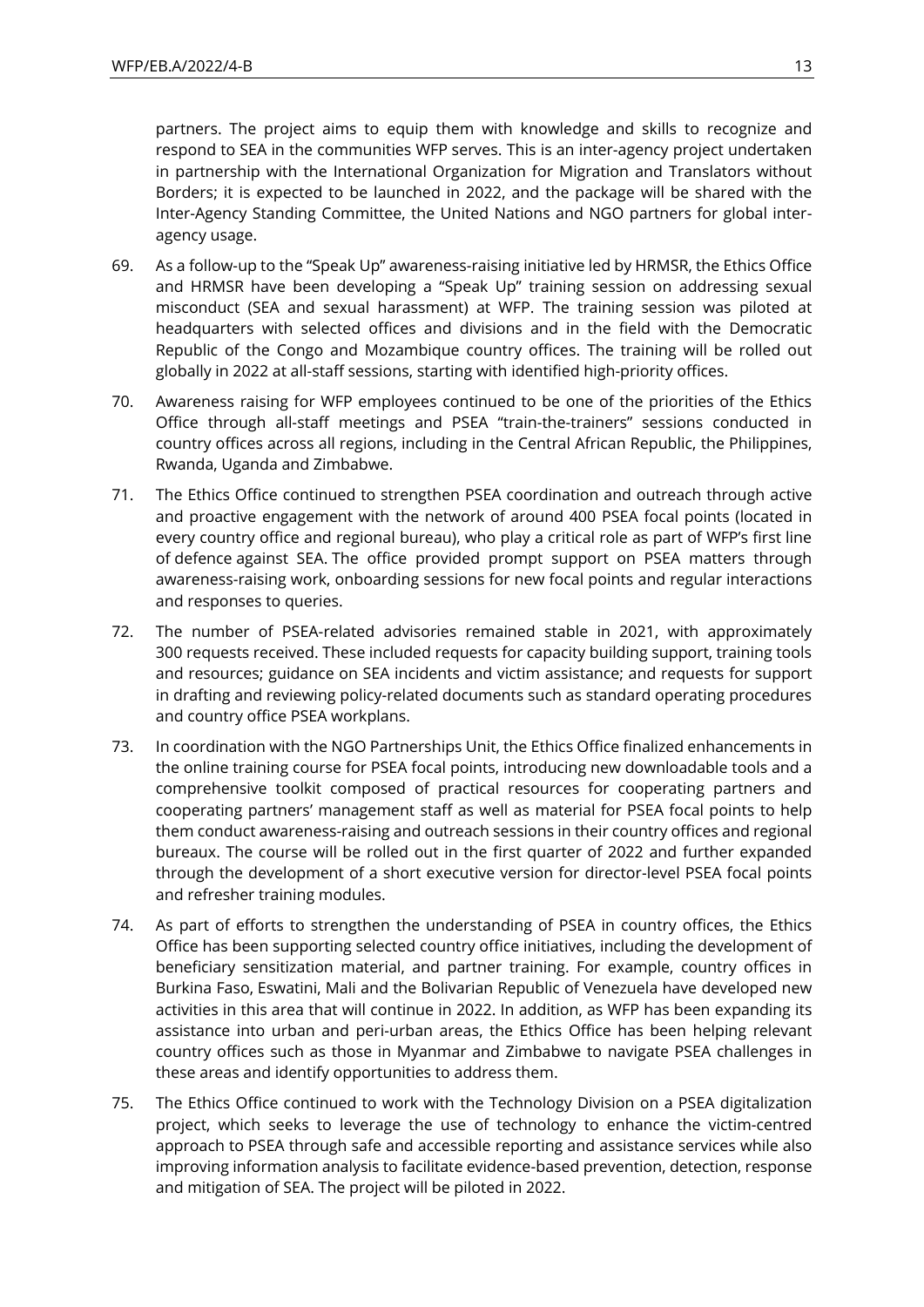partners. The project aims to equip them with knowledge and skills to recognize and respond to SEA in the communities WFP serves. This is an inter-agency project undertaken in partnership with the International Organization for Migration and Translators without Borders; it is expected to be launched in 2022, and the package will be shared with the Inter-Agency Standing Committee, the United Nations and NGO partners for global inter-agency usage.

69. As a follow-up to the "Speak Up" awareness-raising initiative led by HRMSR, the Ethics Office and HRMSR have been developing a "Speak Up" training session on addressing sexual misconduct (SEA and sexual harassment) at WFP. The training session was piloted at headquarters with selected offices and divisions and in the field with the Democratic Republic of the Congo and Mozambique country offices. The training will be rolled out globally in 2022 at all-staff sessions, starting with identified high-priority offices.

70. Awareness raising for WFP employees continued to be one of the priorities of the Ethics Office through all-staff meetings and PSEA "train-the-trainers" sessions conducted in country offices across all regions, including in the Central African Republic, the Philippines, Rwanda, Uganda and Zimbabwe.

71. The Ethics Office continued to strengthen PSEA coordination and outreach through active and proactive engagement with the network of around 400 PSEA focal points (located in every country office and regional bureau), who play a critical role as part of WFP's first line of defence against SEA. The office provided prompt support on PSEA matters through awareness-raising work, onboarding sessions for new focal points and regular interactions and responses to queries.

72. The number of PSEA-related advisories remained stable in 2021, with approximately 300 requests received. These included requests for capacity building support, training tools and resources; guidance on SEA incidents and victim assistance; and requests for support in drafting and reviewing policy-related documents such as standard operating procedures and country office PSEA workplans.

73. In coordination with the NGO Partnerships Unit, the Ethics Office finalized enhancements in the online training course for PSEA focal points, introducing new downloadable tools and a comprehensive toolkit composed of practical resources for cooperating partners and cooperating partners' management staff as well as material for PSEA focal points to help them conduct awareness-raising and outreach sessions in their country offices and regional bureaux. The course will be rolled out in the first quarter of 2022 and further expanded through the development of a short executive version for director-level PSEA focal points and refresher training modules.

74. As part of efforts to strengthen the understanding of PSEA in country offices, the Ethics Office has been supporting selected country office initiatives, including the development of beneficiary sensitization material, and partner training. For example, country offices in Burkina Faso, Eswatini, Mali and the Bolivarian Republic of Venezuela have developed new activities in this area that will continue in 2022. In addition, as WFP has been expanding its assistance into urban and peri-urban areas, the Ethics Office has been helping relevant country offices such as those in Myanmar and Zimbabwe to navigate PSEA challenges in these areas and identify opportunities to address them.

75. The Ethics Office continued to work with the Technology Division on a PSEA digitalization project, which seeks to leverage the use of technology to enhance the victim-centred approach to PSEA through safe and accessible reporting and assistance services while also improving information analysis to facilitate evidence-based prevention, detection, response and mitigation of SEA. The project will be piloted in 2022.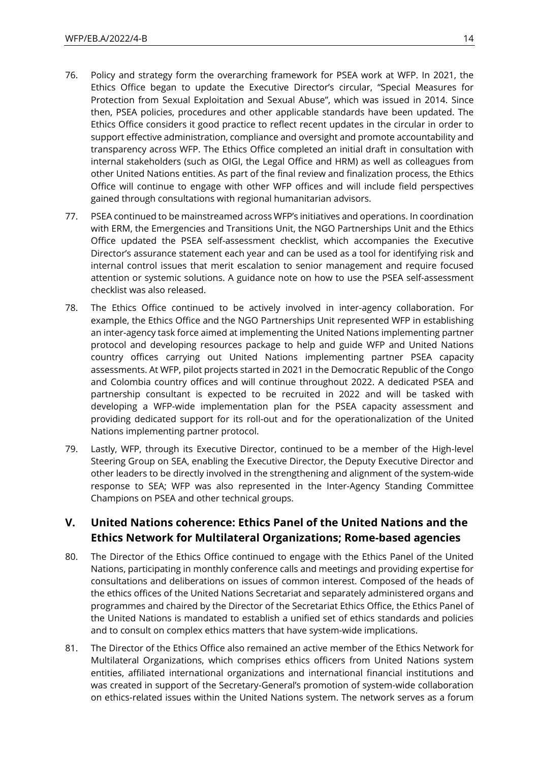76. Policy and strategy form the overarching framework for PSEA work at WFP. In 2021, the Ethics Office began to update the Executive Director's circular, "Special Measures for Protection from Sexual Exploitation and Sexual Abuse", which was issued in 2014. Since then, PSEA policies, procedures and other applicable standards have been updated. The Ethics Office considers it good practice to reflect recent updates in the circular in order to support effective administration, compliance and oversight and promote accountability and transparency across WFP. The Ethics Office completed an initial draft in consultation with internal stakeholders (such as OIGI, the Legal Office and HRM) as well as colleagues from other United Nations entities. As part of the final review and finalization process, the Ethics Office will continue to engage with other WFP offices and will include field perspectives gained through consultations with regional humanitarian advisors.

77. PSEA continued to be mainstreamed across WFP's initiatives and operations. In coordination with ERM, the Emergencies and Transitions Unit, the NGO Partnerships Unit and the Ethics Office updated the PSEA self-assessment checklist, which accompanies the Executive Director's assurance statement each year and can be used as a tool for identifying risk and internal control issues that merit escalation to senior management and require focused attention or systemic solutions. A guidance note on how to use the PSEA self-assessment checklist was also released.

78. The Ethics Office continued to be actively involved in inter-agency collaboration. For example, the Ethics Office and the NGO Partnerships Unit represented WFP in establishing an inter-agency task force aimed at implementing the United Nations implementing partner protocol and developing resources package to help and guide WFP and United Nations country offices carrying out United Nations implementing partner PSEA capacity assessments. At WFP, pilot projects started in 2021 in the Democratic Republic of the Congo and Colombia country offices and will continue throughout 2022. A dedicated PSEA and partnership consultant is expected to be recruited in 2022 and will be tasked with developing a WFP-wide implementation plan for the PSEA capacity assessment and providing dedicated support for its roll-out and for the operationalization of the United Nations implementing partner protocol.

79. Lastly, WFP, through its Executive Director, continued to be a member of the High-level Steering Group on SEA, enabling the Executive Director, the Deputy Executive Director and other leaders to be directly involved in the strengthening and alignment of the system-wide response to SEA; WFP was also represented in the Inter-Agency Standing Committee Champions on PSEA and other technical groups.

## V. United Nations coherence: Ethics Panel of the United Nations and the Ethics Network for Multilateral Organizations; Rome-based agencies

80. The Director of the Ethics Office continued to engage with the Ethics Panel of the United Nations, participating in monthly conference calls and meetings and providing expertise for consultations and deliberations on issues of common interest. Composed of the heads of the ethics offices of the United Nations Secretariat and separately administered organs and programmes and chaired by the Director of the Secretariat Ethics Office, the Ethics Panel of the United Nations is mandated to establish a unified set of ethics standards and policies and to consult on complex ethics matters that have system-wide implications.

81. The Director of the Ethics Office also remained an active member of the Ethics Network for Multilateral Organizations, which comprises ethics officers from United Nations system entities, affiliated international organizations and international financial institutions and was created in support of the Secretary-General's promotion of system-wide collaboration on ethics-related issues within the United Nations system. The network serves as a forum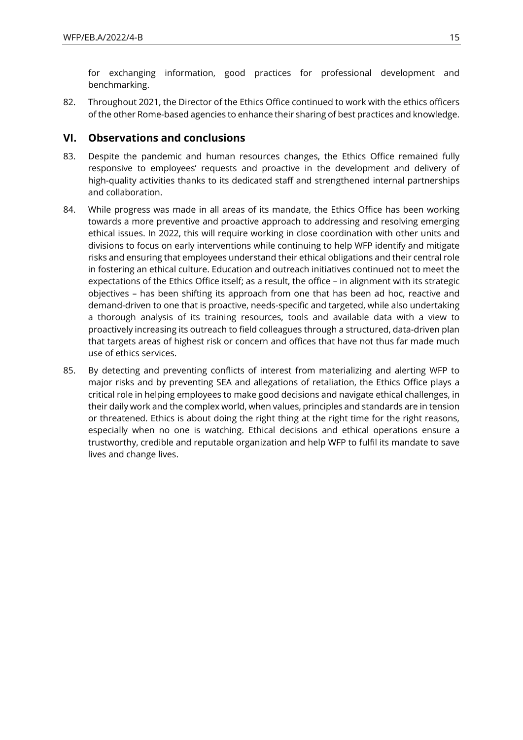for exchanging information, good practices for professional development and benchmarking.

82. Throughout 2021, the Director of the Ethics Office continued to work with the ethics officers of the other Rome-based agencies to enhance their sharing of best practices and knowledge.

## VI. Observations and conclusions

83. Despite the pandemic and human resources changes, the Ethics Office remained fully responsive to employees' requests and proactive in the development and delivery of high-quality activities thanks to its dedicated staff and strengthened internal partnerships and collaboration.

84. While progress was made in all areas of its mandate, the Ethics Office has been working towards a more preventive and proactive approach to addressing and resolving emerging ethical issues. In 2022, this will require working in close coordination with other units and divisions to focus on early interventions while continuing to help WFP identify and mitigate risks and ensuring that employees understand their ethical obligations and their central role in fostering an ethical culture. Education and outreach initiatives continued not to meet the expectations of the Ethics Office itself; as a result, the office – in alignment with its strategic objectives – has been shifting its approach from one that has been ad hoc, reactive and demand-driven to one that is proactive, needs-specific and targeted, while also undertaking a thorough analysis of its training resources, tools and available data with a view to proactively increasing its outreach to field colleagues through a structured, data-driven plan that targets areas of highest risk or concern and offices that have not thus far made much use of ethics services.

85. By detecting and preventing conflicts of interest from materializing and alerting WFP to major risks and by preventing SEA and allegations of retaliation, the Ethics Office plays a critical role in helping employees to make good decisions and navigate ethical challenges, in their daily work and the complex world, when values, principles and standards are in tension or threatened. Ethics is about doing the right thing at the right time for the right reasons, especially when no one is watching. Ethical decisions and ethical operations ensure a trustworthy, credible and reputable organization and help WFP to fulfil its mandate to save lives and change lives.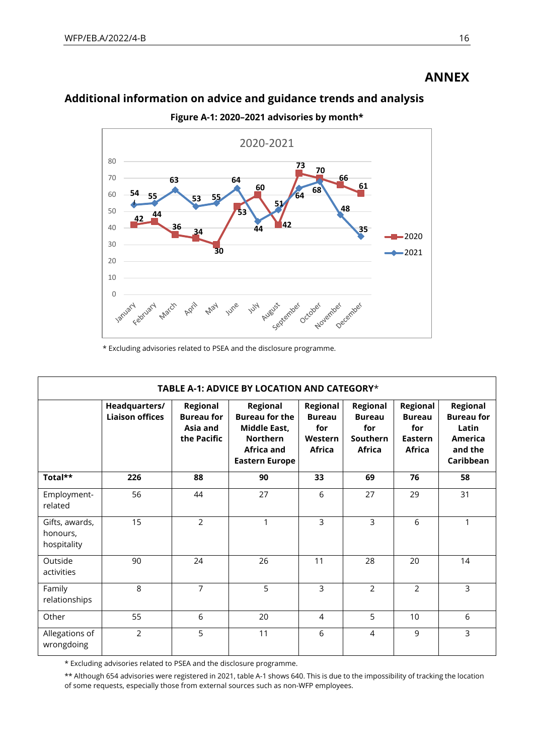# ANNEX

## Additional information on advice and guidance trends and analysis

**Figure A-1: 2020–2021 advisories by month***

* Excluding advisories related to PSEA and the disclosure programme.

| TABLE A-1: ADVICE BY LOCATION AND CATEGORY* | | | | | | | |
|---|---|---|---|---|---|---|---|
| | **Headquarters/ Liaison offices** | **Regional Bureau for Asia and the Pacific** | **Regional Bureau for the Middle East, Northern Africa and Eastern Europe** | **Regional Bureau for Western Africa** | **Regional Bureau for Southern Africa** | **Regional Bureau for Eastern Africa** | **Regional Bureau for Latin America and the Caribbean** |
| **Total**** | **226** | **88** | **90** | **33** | **69** | **76** | **58** |
| Employment-related | 56 | 44 | 27 | 6 | 27 | 29 | 31 |
| Gifts, awards, honours, hospitality | 15 | 2 | 1 | 3 | 3 | 6 | 1 |
| Outside activities | 90 | 24 | 26 | 11 | 28 | 20 | 14 |
| Family relationships | 8 | 7 | 5 | 3 | 2 | 2 | 3 |
| Other | 55 | 6 | 20 | 4 | 5 | 10 | 6 |
| Allegations of wrongdoing | 2 | 5 | 11 | 6 | 4 | 9 | 3 |

* Excluding advisories related to PSEA and the disclosure programme.

** Although 654 advisories were registered in 2021, table A-1 shows 640. This is due to the impossibility of tracking the location of some requests, especially those from external sources such as non-WFP employees.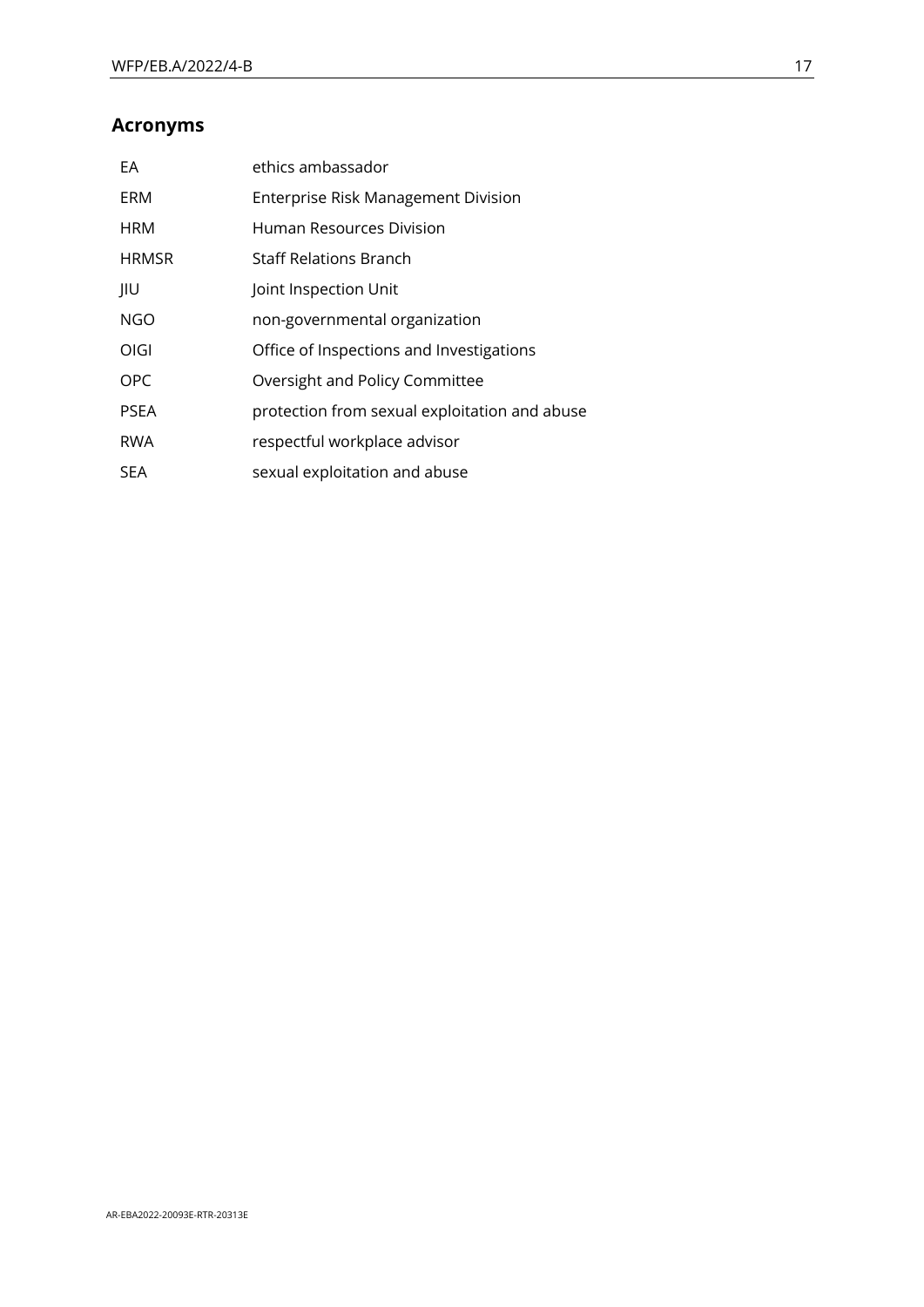# Acronyms

| | |
|---|---|
| EA | ethics ambassador |
| ERM | Enterprise Risk Management Division |
| HRM | Human Resources Division |
| HRMSR | Staff Relations Branch |
| JIU | Joint Inspection Unit |
| NGO | non-governmental organization |
| OIGI | Office of Inspections and Investigations |
| OPC | Oversight and Policy Committee |
| PSEA | protection from sexual exploitation and abuse |
| RWA | respectful workplace advisor |
| SEA | sexual exploitation and abuse |

AR-EBA2022-20093E-RTR-20313E